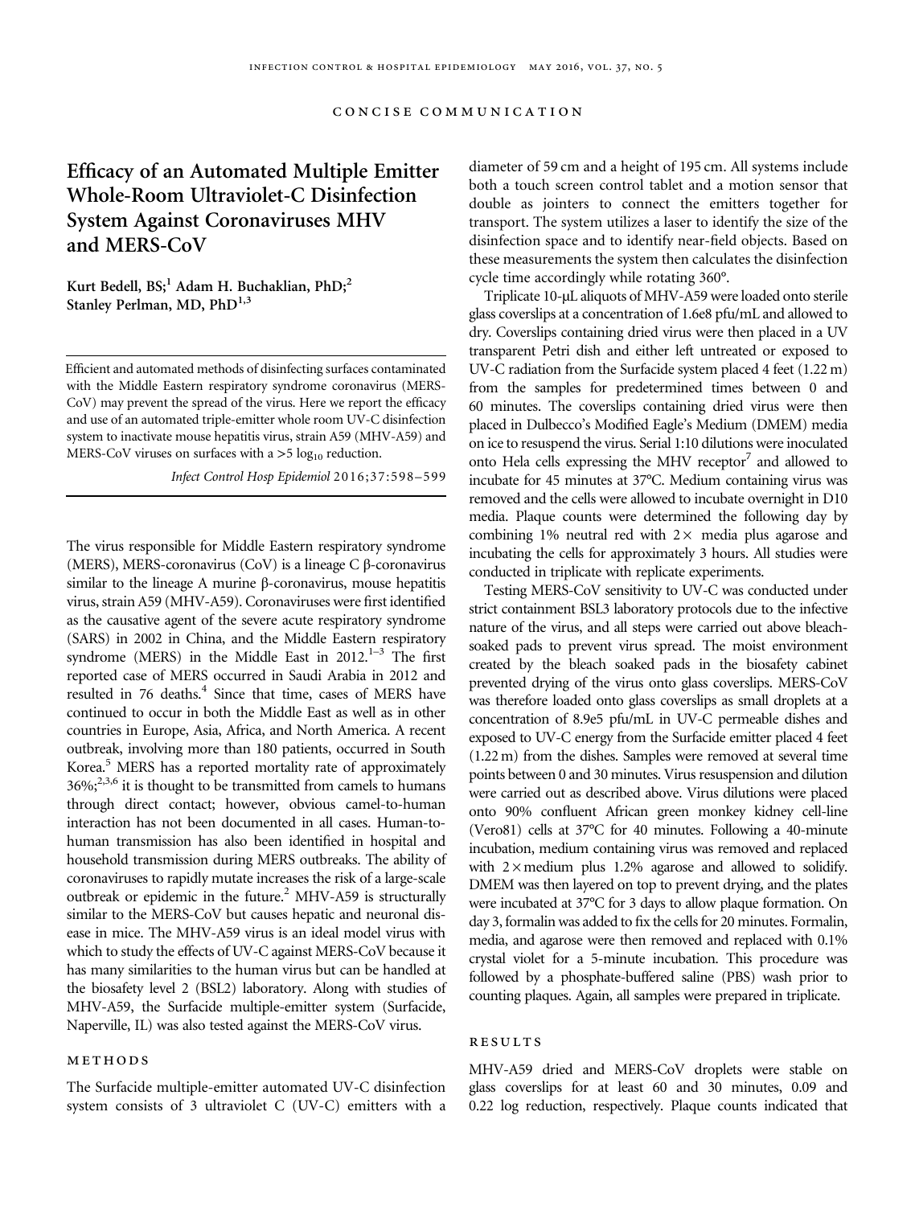CONCISE COMMUNICATION

# Efficacy of an Automated Multiple Emitter Whole-Room Ultraviolet-C Disinfection System Against Coronaviruses MHV and MERS-CoV

Kurt Bedell, BS;[1] Adam H. Buchaklian, PhD;[2] Stanley Perlman, MD, PhD[1,3]

Efficient and automated methods of disinfecting surfaces contaminated with the Middle Eastern respiratory syndrome coronavirus (MERS-CoV) may prevent the spread of the virus. Here we report the efficacy and use of an automated triple-emitter whole room UV-C disinfection system to inactivate mouse hepatitis virus, strain A59 (MHV-A59) and MERS-CoV viruses on surfaces with a $>5\ \log_{10}$ reduction.

*Infect Control Hosp Epidemiol* 2016;37:598–599

The virus responsible for Middle Eastern respiratory syndrome (MERS), MERS-coronavirus (CoV) is a lineage C β-coronavirus similar to the lineage A murine β-coronavirus, mouse hepatitis virus, strain A59 (MHV-A59). Coronaviruses were first identified as the causative agent of the severe acute respiratory syndrome (SARS) in 2002 in China, and the Middle Eastern respiratory syndrome (MERS) in the Middle East in 2012.[1–3] The first reported case of MERS occurred in Saudi Arabia in 2012 and resulted in 76 deaths.[4] Since that time, cases of MERS have continued to occur in both the Middle East as well as in other countries in Europe, Asia, Africa, and North America. A recent outbreak, involving more than 180 patients, occurred in South Korea.[5] MERS has a reported mortality rate of approximately 36%;[2,3,6] it is thought to be transmitted from camels to humans through direct contact; however, obvious camel-to-human interaction has not been documented in all cases. Human-to-human transmission has also been identified in hospital and household transmission during MERS outbreaks. The ability of coronaviruses to rapidly mutate increases the risk of a large-scale outbreak or epidemic in the future.[2] MHV-A59 is structurally similar to the MERS-CoV but causes hepatic and neuronal disease in mice. The MHV-A59 virus is an ideal model virus with which to study the effects of UV-C against MERS-CoV because it has many similarities to the human virus but can be handled at the biosafety level 2 (BSL2) laboratory. Along with studies of MHV-A59, the Surfacide multiple-emitter system (Surfacide, Naperville, IL) was also tested against the MERS-CoV virus.

## METHODS

The Surfacide multiple-emitter automated UV-C disinfection system consists of 3 ultraviolet C (UV-C) emitters with a diameter of 59 cm and a height of 195 cm. All systems include both a touch screen control tablet and a motion sensor that double as jointers to connect the emitters together for transport. The system utilizes a laser to identify the size of the disinfection space and to identify near-field objects. Based on these measurements the system then calculates the disinfection cycle time accordingly while rotating 360°.

Triplicate 10-μL aliquots of MHV-A59 were loaded onto sterile glass coverslips at a concentration of 1.6e8 pfu/mL and allowed to dry. Coverslips containing dried virus were then placed in a UV transparent Petri dish and either left untreated or exposed to UV-C radiation from the Surfacide system placed 4 feet (1.22 m) from the samples for predetermined times between 0 and 60 minutes. The coverslips containing dried virus were then placed in Dulbecco's Modified Eagle's Medium (DMEM) media on ice to resuspend the virus. Serial 1:10 dilutions were inoculated onto Hela cells expressing the MHV receptor[7] and allowed to incubate for 45 minutes at 37°C. Medium containing virus was removed and the cells were allowed to incubate overnight in D10 media. Plaque counts were determined the following day by combining 1% neutral red with 2× media plus agarose and incubating the cells for approximately 3 hours. All studies were conducted in triplicate with replicate experiments.

Testing MERS-CoV sensitivity to UV-C was conducted under strict containment BSL3 laboratory protocols due to the infective nature of the virus, and all steps were carried out above bleach-soaked pads to prevent virus spread. The moist environment created by the bleach soaked pads in the biosafety cabinet prevented drying of the virus onto glass coverslips. MERS-CoV was therefore loaded onto glass coverslips as small droplets at a concentration of 8.9e5 pfu/mL in UV-C permeable dishes and exposed to UV-C energy from the Surfacide emitter placed 4 feet (1.22 m) from the dishes. Samples were removed at several time points between 0 and 30 minutes. Virus resuspension and dilution were carried out as described above. Virus dilutions were placed onto 90% confluent African green monkey kidney cell-line (Vero81) cells at 37°C for 40 minutes. Following a 40-minute incubation, medium containing virus was removed and replaced with 2×medium plus 1.2% agarose and allowed to solidify. DMEM was then layered on top to prevent drying, and the plates were incubated at 37°C for 3 days to allow plaque formation. On day 3, formalin was added to fix the cells for 20 minutes. Formalin, media, and agarose were then removed and replaced with 0.1% crystal violet for a 5-minute incubation. This procedure was followed by a phosphate-buffered saline (PBS) wash prior to counting plaques. Again, all samples were prepared in triplicate.

## RESULTS

MHV-A59 dried and MERS-CoV droplets were stable on glass coverslips for at least 60 and 30 minutes, 0.09 and 0.22 log reduction, respectively. Plaque counts indicated that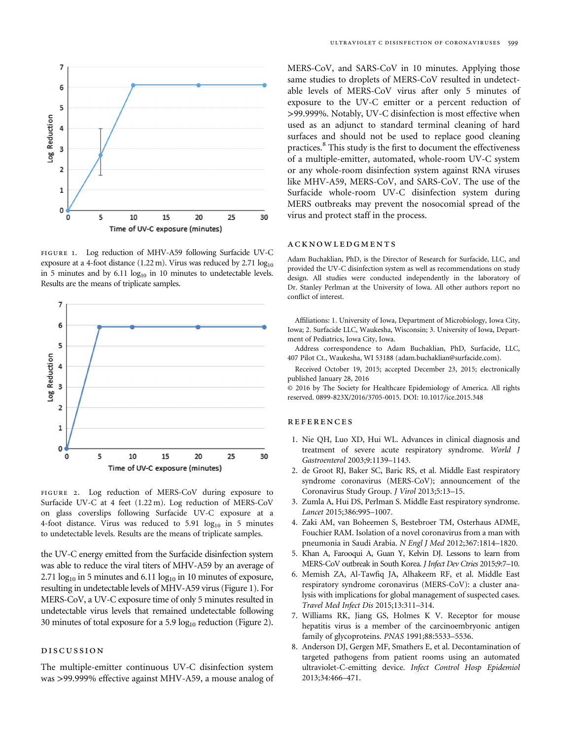7
6
5
4
3
2
1
0
Log Reduction
0 5 10 15 20 25 30
Time of UV-C exposure (minutes)

FIGURE 1. Log reduction of MHV-A59 following Surfacide UV-C exposure at a 4-foot distance (1.22 m). Virus was reduced by 2.71 $\log_{10}$ in 5 minutes and by 6.11 $\log_{10}$ in 10 minutes to undetectable levels. Results are the means of triplicate samples.

7
6
5
4
3
2
1
0
Log Reduction
0 5 10 15 20 25 30
Time of UV-C exposure (minutes)

FIGURE 2. Log reduction of MERS-CoV during exposure to Surfacide UV-C at 4 feet (1.22 m). Log reduction of MERS-CoV on glass coverslips following Surfacide UV-C exposure at a 4-foot distance. Virus was reduced to 5.91 $\log_{10}$ in 5 minutes to undetectable levels. Results are the means of triplicate samples.

the UV-C energy emitted from the Surfacide disinfection system was able to reduce the viral titers of MHV-A59 by an average of 2.71 $\log_{10}$ in 5 minutes and 6.11 $\log_{10}$ in 10 minutes of exposure, resulting in undetectable levels of MHV-A59 virus (Figure 1). For MERS-CoV, a UV-C exposure time of only 5 minutes resulted in undetectable virus levels that remained undetectable following 30 minutes of total exposure for a 5.9 $\log_{10}$ reduction (Figure 2).

## DISCUSSION

The multiple-emitter continuous UV-C disinfection system was >99.999% effective against MHV-A59, a mouse analog of MERS-CoV, and SARS-CoV in 10 minutes. Applying those same studies to droplets of MERS-CoV resulted in undetectable levels of MERS-CoV virus after only 5 minutes of exposure to the UV-C emitter or a percent reduction of >99.999%. Notably, UV-C disinfection is most effective when used as an adjunct to standard terminal cleaning of hard surfaces and should not be used to replace good cleaning practices.[8] This study is the first to document the effectiveness of a multiple-emitter, automated, whole-room UV-C system or any whole-room disinfection system against RNA viruses like MHV-A59, MERS-CoV, and SARS-CoV. The use of the Surfacide whole-room UV-C disinfection system during MERS outbreaks may prevent the nosocomial spread of the virus and protect staff in the process.

## ACKNOWLEDGMENTS

Adam Buchaklian, PhD, is the Director of Research for Surfacide, LLC, and provided the UV-C disinfection system as well as recommendations on study design. All studies were conducted independently in the laboratory of Dr. Stanley Perlman at the University of Iowa. All other authors report no conflict of interest.

Affiliations: 1. University of Iowa, Department of Microbiology, Iowa City, Iowa; 2. Surfacide LLC, Waukesha, Wisconsin; 3. University of Iowa, Department of Pediatrics, Iowa City, Iowa.

Address correspondence to Adam Buchaklian, PhD, Surfacide, LLC, 407 Pilot Ct., Waukesha, WI 53188 (adam.buchaklian@surfacide.com).

Received October 19, 2015; accepted December 23, 2015; electronically published January 28, 2016

© 2016 by The Society for Healthcare Epidemiology of America. All rights reserved. 0899-823X/2016/3705-0015. DOI: 10.1017/ice.2015.348

## REFERENCES

1. Nie QH, Luo XD, Hui WL. Advances in clinical diagnosis and treatment of severe acute respiratory syndrome. *World J Gastroenterol* 2003;9:1139–1143.
2. de Groot RJ, Baker SC, Baric RS, et al. Middle East respiratory syndrome coronavirus (MERS-CoV); announcement of the Coronavirus Study Group. *J Virol* 2013;5:13–15.
3. Zumla A, Hui DS, Perlman S. Middle East respiratory syndrome. *Lancet* 2015;386:995–1007.
4. Zaki AM, van Boheemen S, Bestebroer TM, Osterhaus ADME, Fouchier RAM. Isolation of a novel coronavirus from a man with pneumonia in Saudi Arabia. *N Engl J Med* 2012;367:1814–1820.
5. Khan A, Farooqui A, Guan Y, Kelvin DJ. Lessons to learn from MERS-CoV outbreak in South Korea. *J Infect Dev Ctries* 2015;9:7–10.
6. Memish ZA, Al-Tawfiq JA, Alhakeem RF, et al. Middle East respiratory syndrome coronavirus (MERS-CoV): a cluster analysis with implications for global management of suspected cases. *Travel Med Infect Dis* 2015;13:311–314.
7. Williams RK, Jiang GS, Holmes K V. Receptor for mouse hepatitis virus is a member of the carcinoembryonic antigen family of glycoproteins. *PNAS* 1991;88:5533–5536.
8. Anderson DJ, Gergen MF, Smathers E, et al. Decontamination of targeted pathogens from patient rooms using an automated ultraviolet-C-emitting device. *Infect Control Hosp Epidemiol* 2013;34:466–471.